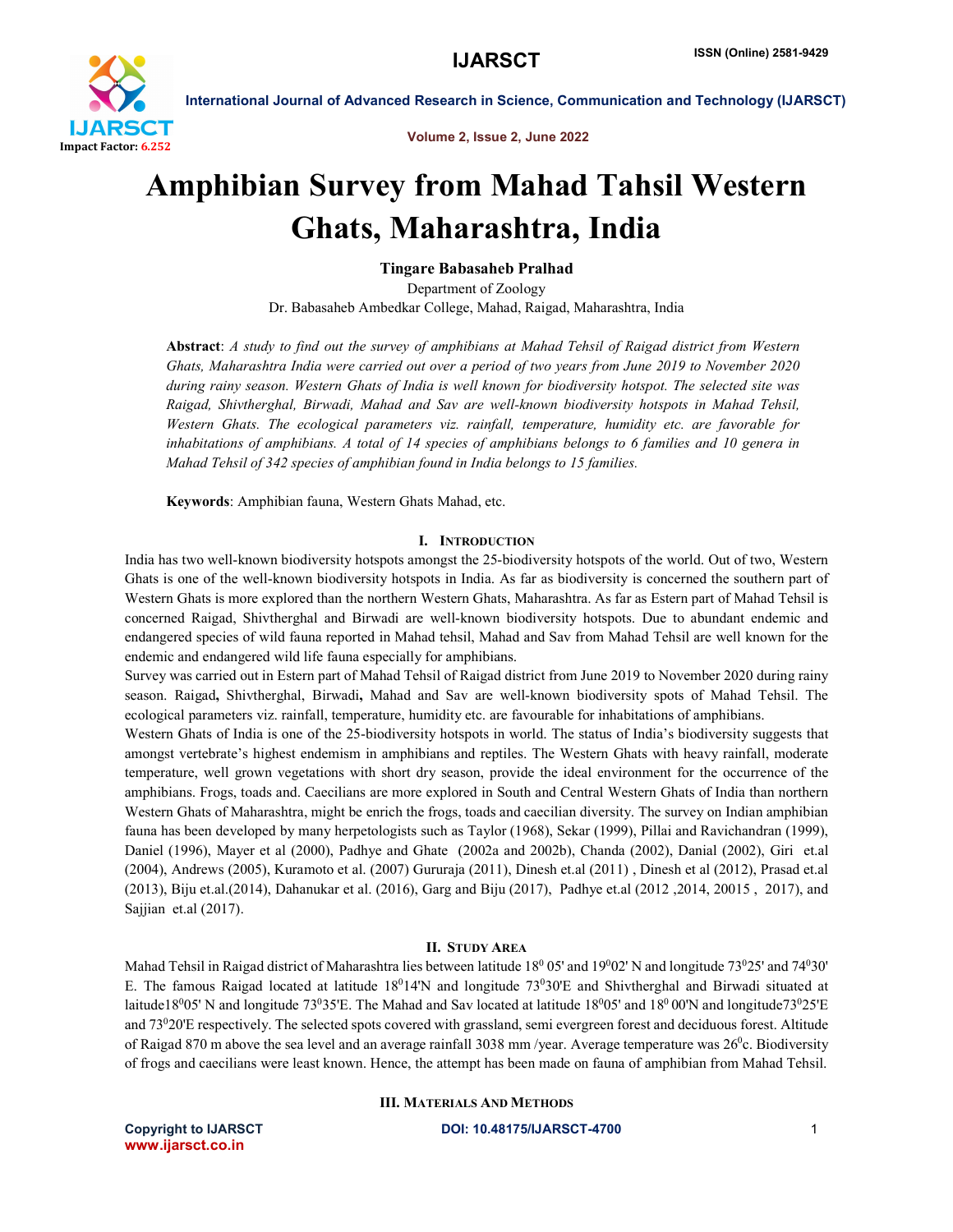# Amphibian Survey from Mahad Tahsil Western Ghats, Maharashtra, India

**Tingare Babasaheb Pralhad**

Department of Zoology

Dr. Babasaheb Ambedkar College, Mahad, Raigad, Maharashtra, India

**Abstract**: *A study to find out the survey of amphibians at Mahad Tehsil of Raigad district from Western Ghats, Maharashtra India were carried out over a period of two years from June 2019 to November 2020 during rainy season. Western Ghats of India is well known for biodiversity hotspot. The selected site was Raigad, Shivtherghal, Birwadi, Mahad and Sav are well-known biodiversity hotspots in Mahad Tehsil, Western Ghats. The ecological parameters viz. rainfall, temperature, humidity etc. are favorable for inhabitations of amphibians. A total of 14 species of amphibians belongs to 6 families and 10 genera in Mahad Tehsil of 342 species of amphibian found in India belongs to 15 families.*

**Keywords**: Amphibian fauna, Western Ghats Mahad, etc.

## I. Introduction

India has two well-known biodiversity hotspots amongst the 25-biodiversity hotspots of the world. Out of two, Western Ghats is one of the well-known biodiversity hotspots in India. As far as biodiversity is concerned the southern part of Western Ghats is more explored than the northern Western Ghats, Maharashtra. As far as Estern part of Mahad Tehsil is concerned Raigad, Shivtherghal and Birwadi are well-known biodiversity hotspots. Due to abundant endemic and endangered species of wild fauna reported in Mahad tehsil, Mahad and Sav from Mahad Tehsil are well known for the endemic and endangered wild life fauna especially for amphibians.

Survey was carried out in Estern part of Mahad Tehsil of Raigad district from June 2019 to November 2020 during rainy season. Raigad**,** Shivtherghal, Birwadi**,** Mahad and Sav are well-known biodiversity spots of Mahad Tehsil. The ecological parameters viz. rainfall, temperature, humidity etc. are favourable for inhabitations of amphibians.

Western Ghats of India is one of the 25-biodiversity hotspots in world. The status of India's biodiversity suggests that amongst vertebrate's highest endemism in amphibians and reptiles. The Western Ghats with heavy rainfall, moderate temperature, well grown vegetations with short dry season, provide the ideal environment for the occurrence of the amphibians. Frogs, toads and. Caecilians are more explored in South and Central Western Ghats of India than northern Western Ghats of Maharashtra, might be enrich the frogs, toads and caecilian diversity. The survey on Indian amphibian fauna has been developed by many herpetologists such as Taylor (1968), Sekar (1999), Pillai and Ravichandran (1999), Daniel (1996), Mayer et al (2000), Padhye and Ghate (2002a and 2002b), Chanda (2002), Danial (2002), Giri et.al (2004), Andrews (2005), Kuramoto et al. (2007) Gururaja (2011), Dinesh et.al (2011) , Dinesh et al (2012), Prasad et.al (2013), Biju et.al.(2014), Dahanukar et al. (2016), Garg and Biju (2017), Padhye et.al (2012 ,2014, 20015 , 2017), and Sajjian et.al (2017).

## II. Study Area

Mahad Tehsil in Raigad district of Maharashtra lies between latitude $18^{0}$ 05' and $19^{0}$02' N and longitude $73^{0}$25' and $74^{0}$30' E. The famous Raigad located at latitude $18^{0}$14'N and longitude $73^{0}$30'E and Shivtherghal and Birwadi situated at laitude$18^{0}$05' N and longitude $73^{0}$35'E. The Mahad and Sav located at latitude $18^{0}$05' and $18^{0}$ 00'N and longitude$73^{0}$25'E and $73^{0}$20'E respectively. The selected spots covered with grassland, semi evergreen forest and deciduous forest. Altitude of Raigad 870 m above the sea level and an average rainfall 3038 mm /year. Average temperature was $26^{0}$c. Biodiversity of frogs and caecilians were least known. Hence, the attempt has been made on fauna of amphibian from Mahad Tehsil.

## III. Materials And Methods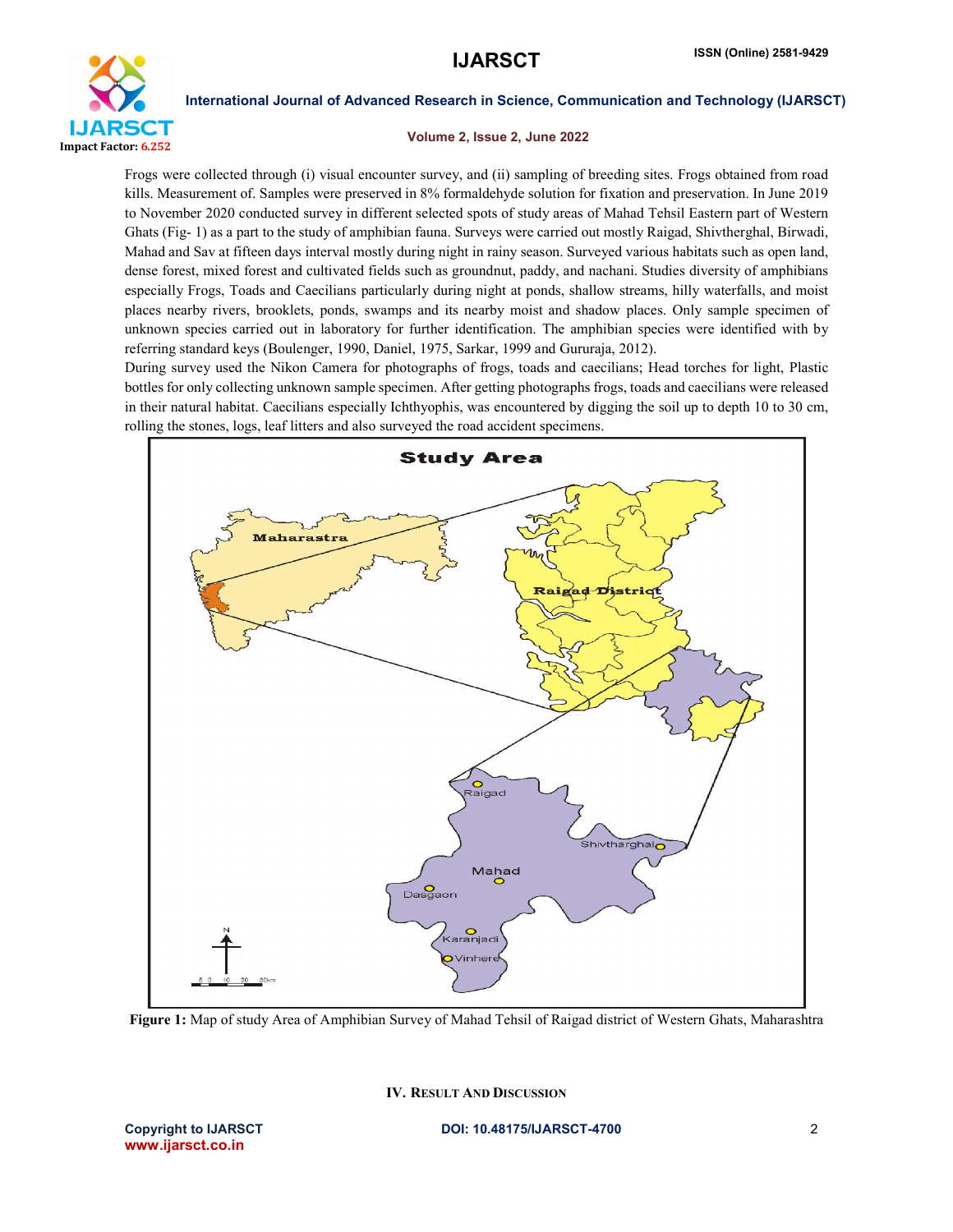Frogs were collected through (i) visual encounter survey, and (ii) sampling of breeding sites. Frogs obtained from road kills. Measurement of. Samples were preserved in 8% formaldehyde solution for fixation and preservation. In June 2019 to November 2020 conducted survey in different selected spots of study areas of Mahad Tehsil Eastern part of Western Ghats (Fig- 1) as a part to the study of amphibian fauna. Surveys were carried out mostly Raigad, Shivtherghal, Birwadi, Mahad and Sav at fifteen days interval mostly during night in rainy season. Surveyed various habitats such as open land, dense forest, mixed forest and cultivated fields such as groundnut, paddy, and nachani. Studies diversity of amphibians especially Frogs, Toads and Caecilians particularly during night at ponds, shallow streams, hilly waterfalls, and moist places nearby rivers, brooklets, ponds, swamps and its nearby moist and shadow places. Only sample specimen of unknown species carried out in laboratory for further identification. The amphibian species were identified with by referring standard keys (Boulenger, 1990, Daniel, 1975, Sarkar, 1999 and Gururaja, 2012).

During survey used the Nikon Camera for photographs of frogs, toads and caecilians; Head torches for light, Plastic bottles for only collecting unknown sample specimen. After getting photographs frogs, toads and caecilians were released in their natural habitat. Caecilians especially Ichthyophis, was encountered by digging the soil up to depth 10 to 30 cm, rolling the stones, logs, leaf litters and also surveyed the road accident specimens.

**Figure 1:** Map of study Area of Amphibian Survey of Mahad Tehsil of Raigad district of Western Ghats, Maharashtra

## IV. Result And Discussion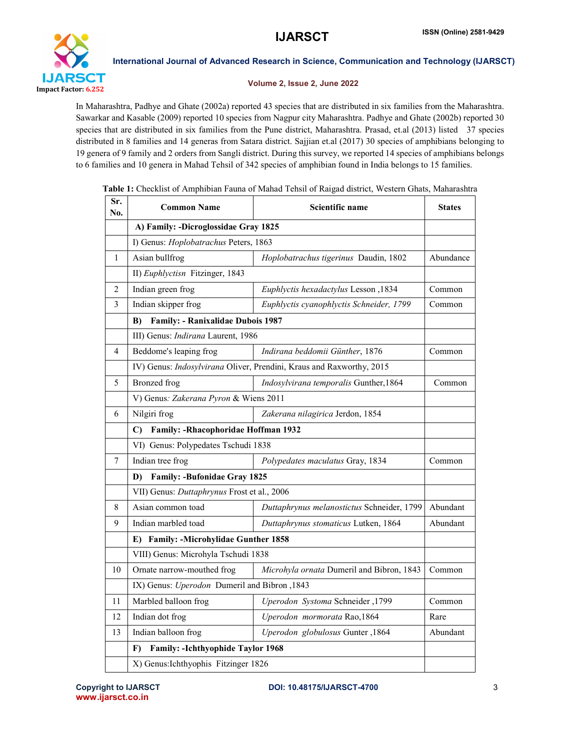In Maharashtra, Padhye and Ghate (2002a) reported 43 species that are distributed in six families from the Maharashtra. Sawarkar and Kasable (2009) reported 10 species from Nagpur city Maharashtra. Padhye and Ghate (2002b) reported 30 species that are distributed in six families from the Pune district, Maharashtra. Prasad, et.al (2013) listed 37 species distributed in 8 families and 14 generas from Satara district. Sajjian et.al (2017) 30 species of amphibians belonging to 19 genera of 9 family and 2 orders from Sangli district. During this survey, we reported 14 species of amphibians belongs to 6 families and 10 genera in Mahad Tehsil of 342 species of amphibian found in India belongs to 15 families.

**Table 1:** Checklist of Amphibian Fauna of Mahad Tehsil of Raigad district, Western Ghats, Maharashtra

| Sr. No. | Common Name | Scientific name | States |
|---|---|---|---|
| | **A) Family: -Dicroglossidae Gray 1825** | | |
| | I) Genus: *Hoplobatrachus* Peters, 1863 | | |
| 1 | Asian bullfrog | *Hoplobatrachus tigerinus* Daudin, 1802 | Abundance |
| | II) *Euphlyctisn* Fitzinger, 1843 | | |
| 2 | Indian green frog | *Euphlyctis hexadactylus* Lesson ,1834 | Common |
| 3 | Indian skipper frog | *Euphlyctis cyanophlyctis Schneider, 1799* | Common |
| | **B) Family: - Ranixalidae Dubois 1987** | | |
| | III) Genus: *Indirana* Laurent, 1986 | | |
| 4 | Beddome's leaping frog | *Indirana beddomii Günther*, 1876 | Common |
| | IV) Genus: *Indosylvirana* Oliver, Prendini, Kraus and Raxworthy, 2015 | | |
| 5 | Bronzed frog | *Indosylvirana temporalis* Gunther,1864 | Common |
| | V) Genus*: Zakerana Pyron* & Wiens 2011 | | |
| 6 | Nilgiri frog | *Zakerana nilagirica* Jerdon, 1854 | |
| | **C) Family: -Rhacophoridae Hoffman 1932** | | |
| | VI) Genus: Polypedates Tschudi 1838 | | |
| 7 | Indian tree frog | *Polypedates maculatus* Gray, 1834 | Common |
| | **D) Family: -Bufonidae Gray 1825** | | |
| | VII) Genus: *Duttaphrynus* Frost et al., 2006 | | |
| 8 | Asian common toad | *Duttaphrynus melanostictus* Schneider, 1799 | Abundant |
| 9 | Indian marbled toad | *Duttaphrynus stomaticus* Lutken, 1864 | Abundant |
| | **E) Family: -Microhylidae Gunther 1858** | | |
| | VIII) Genus: Microhyla Tschudi 1838 | | |
| 10 | Ornate narrow-mouthed frog | *Microhyla ornata* Dumeril and Bibron, 1843 | Common |
| | IX) Genus: *Uperodon* Dumeril and Bibron ,1843 | | |
| 11 | Marbled balloon frog | *Uperodon Systoma* Schneider ,1799 | Common |
| 12 | Indian dot frog | *Uperodon mormorata* Rao,1864 | Rare |
| 13 | Indian balloon frog | *Uperodon globulosus* Gunter ,1864 | Abundant |
| | **F) Family: -Ichthyophide Taylor 1968** | | |
| | X) Genus:Ichthyophis Fitzinger 1826 | | |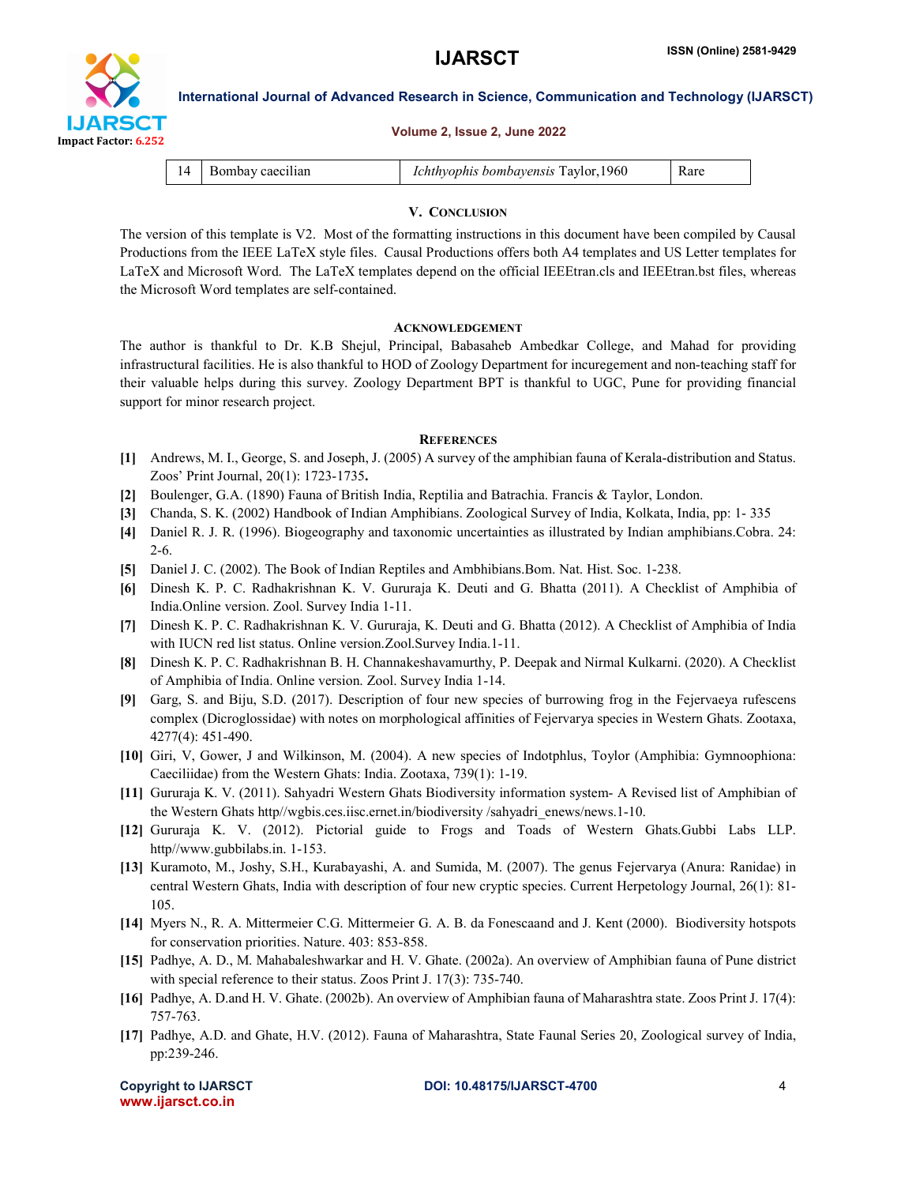| 14 | Bombay caecilian | *Ichthyophis bombayensis* Taylor,1960 | Rare |
|---|---|---|---|

## V. Conclusion

The version of this template is V2. Most of the formatting instructions in this document have been compiled by Causal Productions from the IEEE LaTeX style files. Causal Productions offers both A4 templates and US Letter templates for LaTeX and Microsoft Word. The LaTeX templates depend on the official IEEEtran.cls and IEEEtran.bst files, whereas the Microsoft Word templates are self-contained.

## Acknowledgement

The author is thankful to Dr. K.B Shejul, Principal, Babasaheb Ambedkar College, and Mahad for providing infrastructural facilities. He is also thankful to HOD of Zoology Department for incuregement and non-teaching staff for their valuable helps during this survey. Zoology Department BPT is thankful to UGC, Pune for providing financial support for minor research project.

## References

**[1]** Andrews, M. I., George, S. and Joseph, J. (2005) A survey of the amphibian fauna of Kerala-distribution and Status. Zoos' Print Journal, 20(1): 1723-1735**.**

**[2]** Boulenger, G.A. (1890) Fauna of British India, Reptilia and Batrachia. Francis & Taylor, London.

**[3]** Chanda, S. K. (2002) Handbook of Indian Amphibians. Zoological Survey of India, Kolkata, India, pp: 1- 335

**[4]** Daniel R. J. R. (1996). Biogeography and taxonomic uncertainties as illustrated by Indian amphibians.Cobra. 24: 2-6.

**[5]** Daniel J. C. (2002). The Book of Indian Reptiles and Ambhibians.Bom. Nat. Hist. Soc. 1-238.

**[6]** Dinesh K. P. C. Radhakrishnan K. V. Gururaja K. Deuti and G. Bhatta (2011). A Checklist of Amphibia of India.Online version. Zool. Survey India 1-11.

**[7]** Dinesh K. P. C. Radhakrishnan K. V. Gururaja, K. Deuti and G. Bhatta (2012). A Checklist of Amphibia of India with IUCN red list status. Online version.Zool.Survey India.1-11.

**[8]** Dinesh K. P. C. Radhakrishnan B. H. Channakeshavamurthy, P. Deepak and Nirmal Kulkarni. (2020). A Checklist of Amphibia of India. Online version. Zool. Survey India 1-14.

**[9]** Garg, S. and Biju, S.D. (2017). Description of four new species of burrowing frog in the Fejervaeya rufescens complex (Dicroglossidae) with notes on morphological affinities of Fejervarya species in Western Ghats. Zootaxa, 4277(4): 451-490.

**[10]** Giri, V, Gower, J and Wilkinson, M. (2004). A new species of Indotphlus, Toylor (Amphibia: Gymnoophiona: Caeciliidae) from the Western Ghats: India. Zootaxa, 739(1): 1-19.

**[11]** Gururaja K. V. (2011). Sahyadri Western Ghats Biodiversity information system- A Revised list of Amphibian of the Western Ghats http//wgbis.ces.iisc.ernet.in/biodiversity /sahyadri_enews/news.1-10.

**[12]** Gururaja K. V. (2012). Pictorial guide to Frogs and Toads of Western Ghats.Gubbi Labs LLP. http//www.gubbilabs.in. 1-153.

**[13]** Kuramoto, M., Joshy, S.H., Kurabayashi, A. and Sumida, M. (2007). The genus Fejervarya (Anura: Ranidae) in central Western Ghats, India with description of four new cryptic species. Current Herpetology Journal, 26(1): 81-105.

**[14]** Myers N., R. A. Mittermeier C.G. Mittermeier G. A. B. da Fonescaand and J. Kent (2000). Biodiversity hotspots for conservation priorities. Nature. 403: 853-858.

**[15]** Padhye, A. D., M. Mahabaleshwarkar and H. V. Ghate. (2002a). An overview of Amphibian fauna of Pune district with special reference to their status. Zoos Print J. 17(3): 735-740.

**[16]** Padhye, A. D.and H. V. Ghate. (2002b). An overview of Amphibian fauna of Maharashtra state. Zoos Print J. 17(4): 757-763.

**[17]** Padhye, A.D. and Ghate, H.V. (2012). Fauna of Maharashtra, State Faunal Series 20, Zoological survey of India, pp:239-246.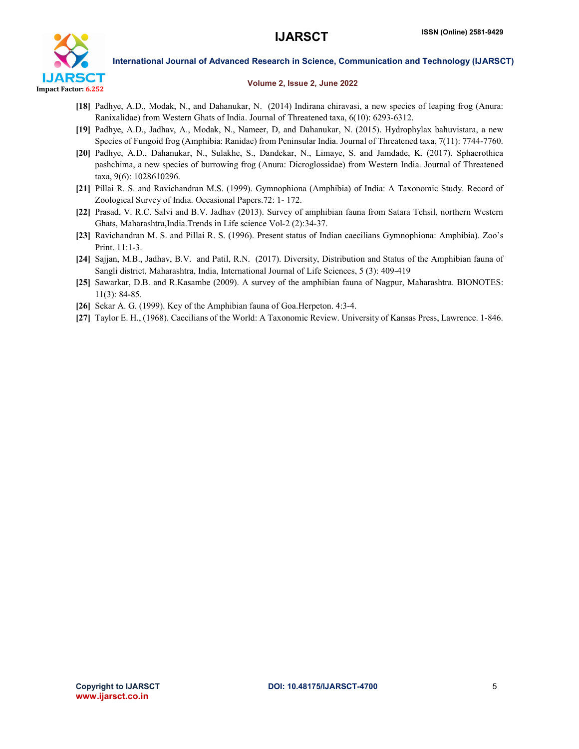[18] Padhye, A.D., Modak, N., and Dahanukar, N. (2014) Indirana chiravasi, a new species of leaping frog (Anura: Ranixalidae) from Western Ghats of India. Journal of Threatened taxa, 6(10): 6293-6312.

[19] Padhye, A.D., Jadhav, A., Modak, N., Nameer, D, and Dahanukar, N. (2015). Hydrophylax bahuvistara, a new Species of Fungoid frog (Amphibia: Ranidae) from Peninsular India. Journal of Threatened taxa, 7(11): 7744-7760.

[20] Padhye, A.D., Dahanukar, N., Sulakhe, S., Dandekar, N., Limaye, S. and Jamdade, K. (2017). Sphaerothica pashchima, a new species of burrowing frog (Anura: Dicroglossidae) from Western India. Journal of Threatened taxa, 9(6): 1028610296.

[21] Pillai R. S. and Ravichandran M.S. (1999). Gymnophiona (Amphibia) of India: A Taxonomic Study. Record of Zoological Survey of India. Occasional Papers.72: 1- 172.

[22] Prasad, V. R.C. Salvi and B.V. Jadhav (2013). Survey of amphibian fauna from Satara Tehsil, northern Western Ghats, Maharashtra,India.Trends in Life science Vol-2 (2):34-37.

[23] Ravichandran M. S. and Pillai R. S. (1996). Present status of Indian caecilians Gymnophiona: Amphibia). Zoo's Print. 11:1-3.

[24] Sajjan, M.B., Jadhav, B.V. and Patil, R.N. (2017). Diversity, Distribution and Status of the Amphibian fauna of Sangli district, Maharashtra, India, International Journal of Life Sciences, 5 (3): 409-419

[25] Sawarkar, D.B. and R.Kasambe (2009). A survey of the amphibian fauna of Nagpur, Maharashtra. BIONOTES: 11(3): 84-85.

[26] Sekar A. G. (1999). Key of the Amphibian fauna of Goa.Herpeton. 4:3-4.

[27] Taylor E. H., (1968). Caecilians of the World: A Taxonomic Review. University of Kansas Press, Lawrence. 1-846.